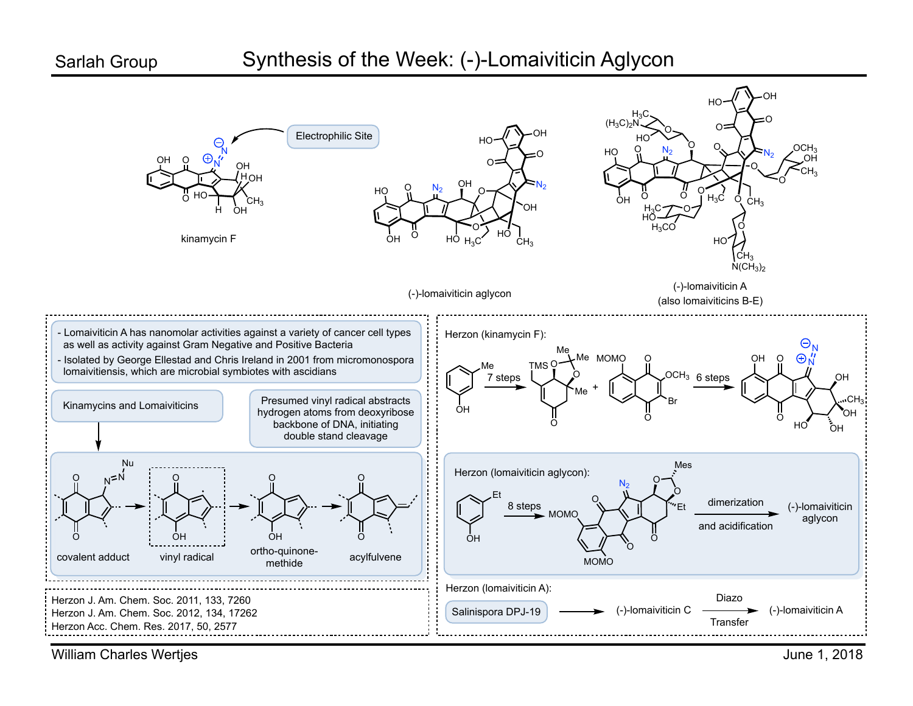Sarlah Group

# Synthesis of the Week: (-)-Lomaiviticin Aglycon

Electrophilic Site

kinamycin F

(-)-lomaiviticin aglycon

(-)-lomaiviticin A
(also lomaiviticins B-E)

- Lomaiviticin A has nanomolar activities against a variety of cancer cell types as well as activity against Gram Negative and Positive Bacteria
- Isolated by George Ellestad and Chris Ireland in 2001 from micromonospora lomaiviitiensis, which are microbial symbiotes with ascidians

Kinamycins and Lomaiviticins

Presumed vinyl radical abstracts hydrogen atoms from deoxyribose backbone of DNA, initiating double stand cleavage

covalent adduct → vinyl radical → ortho-quinone-methide → acylfulvene

Herzon (kinamycin F):

7 steps; 6 steps

Herzon (lomaiviticin aglycon):

8 steps; dimerization and acidification → (-)-lomaiviticin aglycon

Herzon (lomaiviticin A):

Salinispora DPJ-19 → (-)-lomaiviticin C → Diazo Transfer → (-)-lomaiviticin A

Herzon J. Am. Chem. Soc. 2011, 133, 7260
Herzon J. Am. Chem. Soc. 2012, 134, 17262
Herzon Acc. Chem. Res. 2017, 50, 2577

William Charles Wertjes

June 1, 2018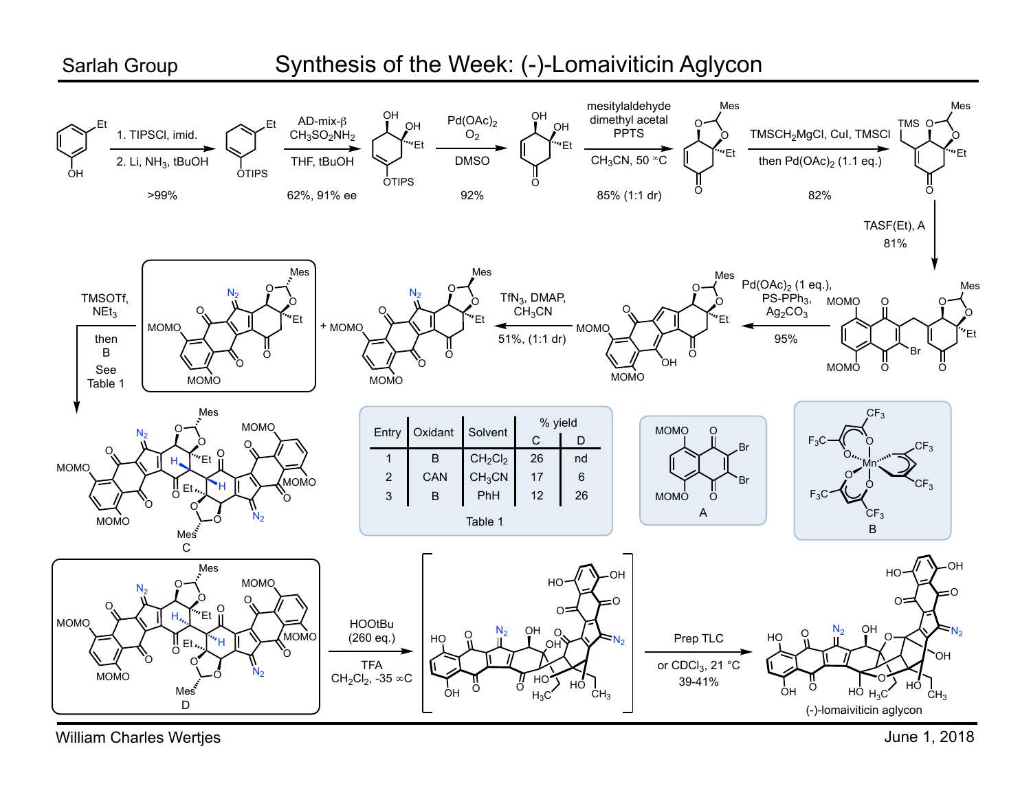# Synthesis of the Week: (-)-Lomaiviticin Aglycon

1. TIPSCl, imid.
2. Li, $NH_3$, tBuOH

>99%

AD-mix-β
$CH_3SO_2NH_2$
THF, tBuOH

62%, 91% ee

$Pd(OAc)_2$
$O_2$
DMSO

92%

mesitylaldehyde
dimethyl acetal
PPTS
$CH_3CN$, 50 °C

85% (1:1 dr)

$TMSCH_2MgCl$, CuI, TMSCl
then $Pd(OAc)_2$ (1.1 eq.)

82%

TASF(Et), A

81%

$Pd(OAc)_2$ (1 eq.),
PS-$PPh_3$,
$Ag_2CO_3$

95%

$TfN_3$, DMAP,
$CH_3CN$

51%, (1:1 dr)

TMSOTf,
$NEt_3$
then
B
See
Table 1

| Entry | Oxidant | Solvent | % yield | |
|---|---|---|---|---|
| | | | C | D |
| 1 | B | $CH_2Cl_2$ | 26 | nd |
| 2 | CAN | $CH_3CN$ | 17 | 6 |
| 3 | B | PhH | 12 | 26 |

Table 1

HOOtBu
(260 eq.)
TFA
$CH_2Cl_2$, -35 °C

Prep TLC
or $CDCl_3$, 21 °C
39-41%

(-)-lomaiviticin aglycon

William Charles Wertjes

June 1, 2018